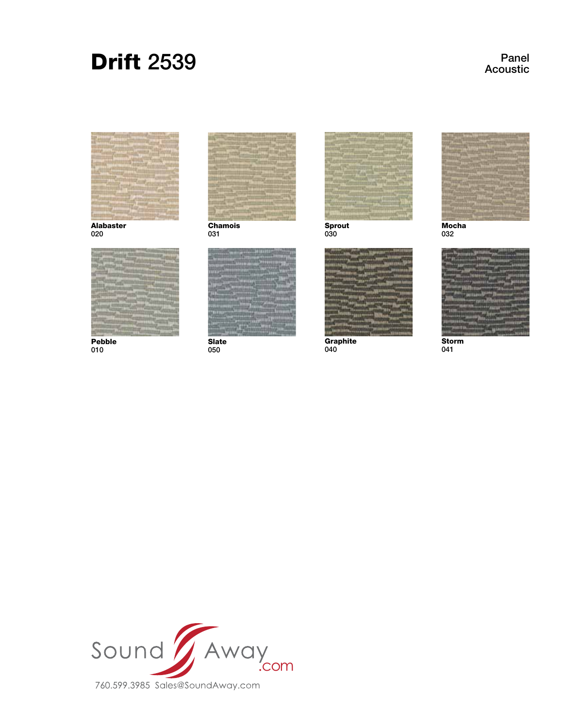# **Drift** 2539

Panel
Acoustic

**Alabaster**
020

**Chamois**
031

**Sprout**
030

**Mocha**
032

**Pebble**
010

**Slate**
050

**Graphite**
040

**Storm**
041

Sound Away.com

760.599.3985 Sales@SoundAway.com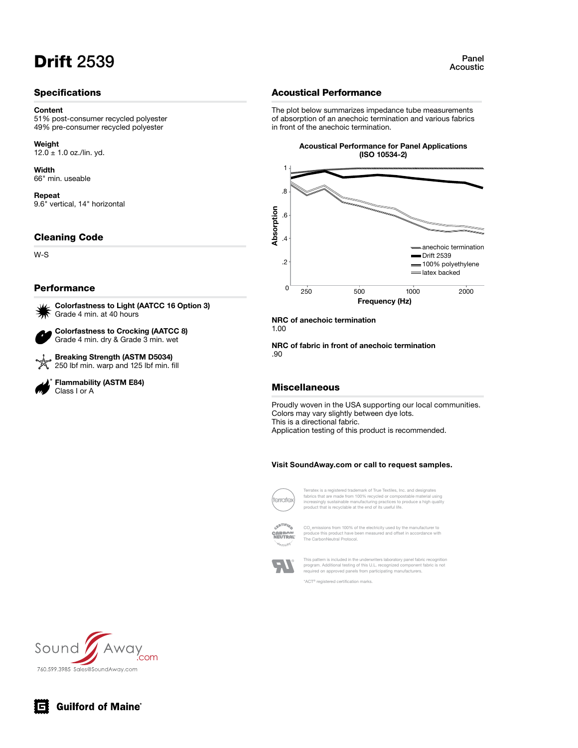# **Drift** 2539

Panel
Acoustic

## Specifications

**Content**
51% post-consumer recycled polyester
49% pre-consumer recycled polyester

**Weight**
12.0 ± 1.0 oz./lin. yd.

**Width**
66" min. useable

**Repeat**
9.6" vertical, 14" horizontal

## Cleaning Code

W-S

## Performance

**Colorfastness to Light (AATCC 16 Option 3)**
Grade 4 min. at 40 hours

**Colorfastness to Crocking (AATCC 8)**
Grade 4 min. dry & Grade 3 min. wet

**Breaking Strength (ASTM D5034)**
250 lbf min. warp and 125 lbf min. fill

* **Flammability (ASTM E84)**
Class I or A

## Acoustical Performance

The plot below summarizes impedance tube measurements of absorption of an anechoic termination and various fabrics in front of the anechoic termination.

**Acoustical Performance for Panel Applications (ISO 10534-2)**

Absorption
1
.8
.6
.4
.2
0
250
500
1000
2000
Frequency (Hz)

anechoic termination
Drift 2539
100% polyethylene
latex backed

**NRC of anechoic termination**
1.00

**NRC of fabric in front of anechoic termination**
.90

## Miscellaneous

Proudly woven in the USA supporting our local communities.
Colors may vary slightly between dye lots.
This is a directional fabric.
Application testing of this product is recommended.

**Visit SoundAway.com or call to request samples.**

terratex

Terratex is a registered trademark of True Textiles, Inc. and designates fabrics that are made from 100% recycled or compostable material using increasingly sustainable manufacturing practices to produce a high quality product that is recyclable at the end of its useful life.

CERTIFIED CARBON NEUTRAL electricity

$CO_2$ emissions from 100% of the electricity used by the manufacturer to produce this product have been measured and offset in accordance with The CarbonNeutral Protocol.

This pattern is included in the underwriters laboratory panel fabric recognition program. Additional testing of this U.L. recognized component fabric is not required on approved panels from participating manufacturers.

*ACT® registered certification marks.

Sound Away .com
760.599.3985 Sales@SoundAway.com

Guilford of Maine®